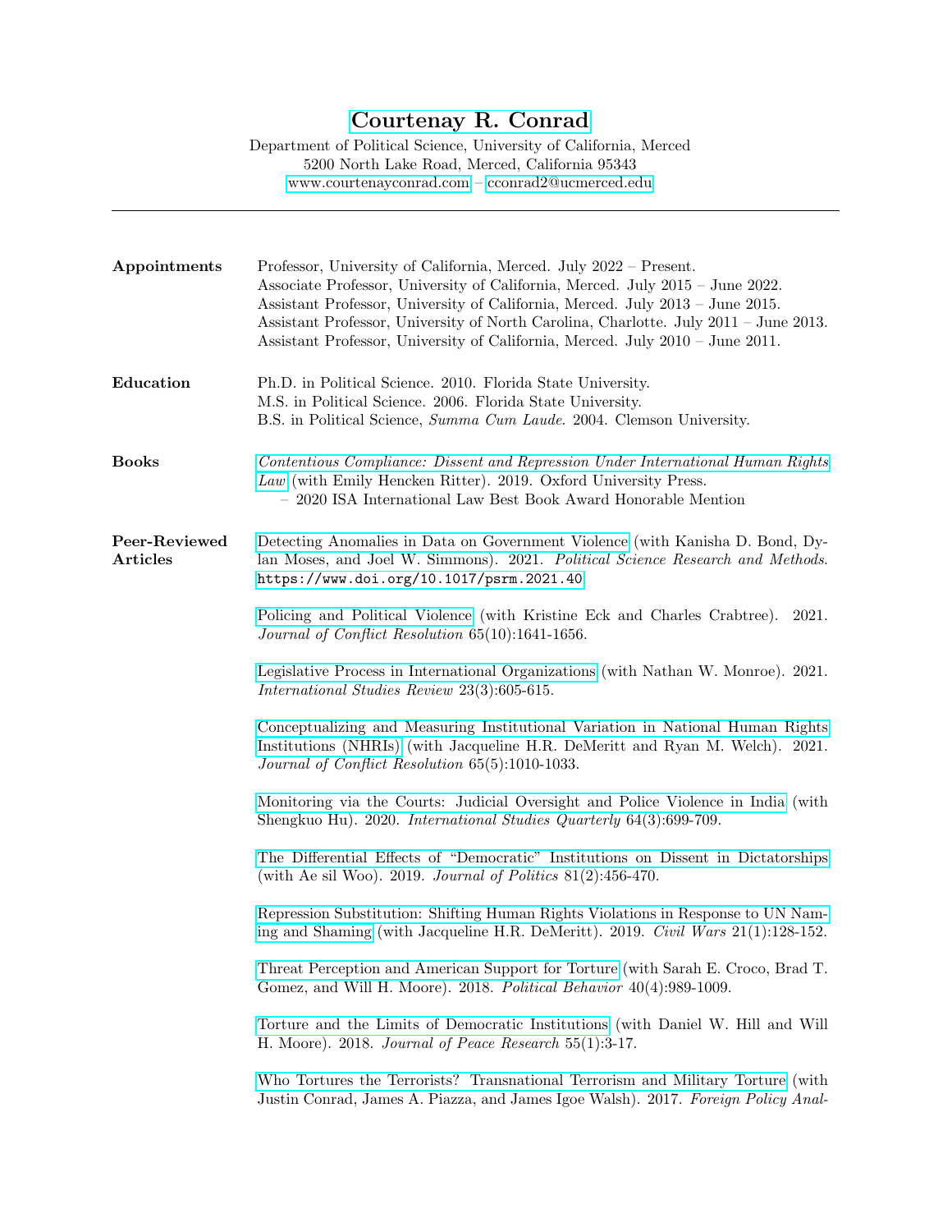# Courtenay R. Conrad

Department of Political Science, University of California, Merced
5200 North Lake Road, Merced, California 95343
www.courtenayconrad.com – cconrad2@ucmerced.edu

---

## Appointments

Professor, University of California, Merced. July 2022 – Present.
Associate Professor, University of California, Merced. July 2015 – June 2022.
Assistant Professor, University of California, Merced. July 2013 – June 2015.
Assistant Professor, University of North Carolina, Charlotte. July 2011 – June 2013.
Assistant Professor, University of California, Merced. July 2010 – June 2011.

## Education

Ph.D. in Political Science. 2010. Florida State University.
M.S. in Political Science. 2006. Florida State University.
B.S. in Political Science, *Summa Cum Laude*. 2004. Clemson University.

## Books

*Contentious Compliance: Dissent and Repression Under International Human Rights Law* (with Emily Hencken Ritter). 2019. Oxford University Press.
– 2020 ISA International Law Best Book Award Honorable Mention

## Peer-Reviewed Articles

Detecting Anomalies in Data on Government Violence (with Kanisha D. Bond, Dylan Moses, and Joel W. Simmons). 2021. *Political Science Research and Methods*. https://www.doi.org/10.1017/psrm.2021.40

Policing and Political Violence (with Kristine Eck and Charles Crabtree). 2021. *Journal of Conflict Resolution* 65(10):1641-1656.

Legislative Process in International Organizations (with Nathan W. Monroe). 2021. *International Studies Review* 23(3):605-615.

Conceptualizing and Measuring Institutional Variation in National Human Rights Institutions (NHRIs) (with Jacqueline H.R. DeMeritt and Ryan M. Welch). 2021. *Journal of Conflict Resolution* 65(5):1010-1033.

Monitoring via the Courts: Judicial Oversight and Police Violence in India (with Shengkuo Hu). 2020. *International Studies Quarterly* 64(3):699-709.

The Differential Effects of "Democratic" Institutions on Dissent in Dictatorships (with Ae sil Woo). 2019. *Journal of Politics* 81(2):456-470.

Repression Substitution: Shifting Human Rights Violations in Response to UN Naming and Shaming (with Jacqueline H.R. DeMeritt). 2019. *Civil Wars* 21(1):128-152.

Threat Perception and American Support for Torture (with Sarah E. Croco, Brad T. Gomez, and Will H. Moore). 2018. *Political Behavior* 40(4):989-1009.

Torture and the Limits of Democratic Institutions (with Daniel W. Hill and Will H. Moore). 2018. *Journal of Peace Research* 55(1):3-17.

Who Tortures the Terrorists? Transnational Terrorism and Military Torture (with Justin Conrad, James A. Piazza, and James Igoe Walsh). 2017. *Foreign Policy Anal-*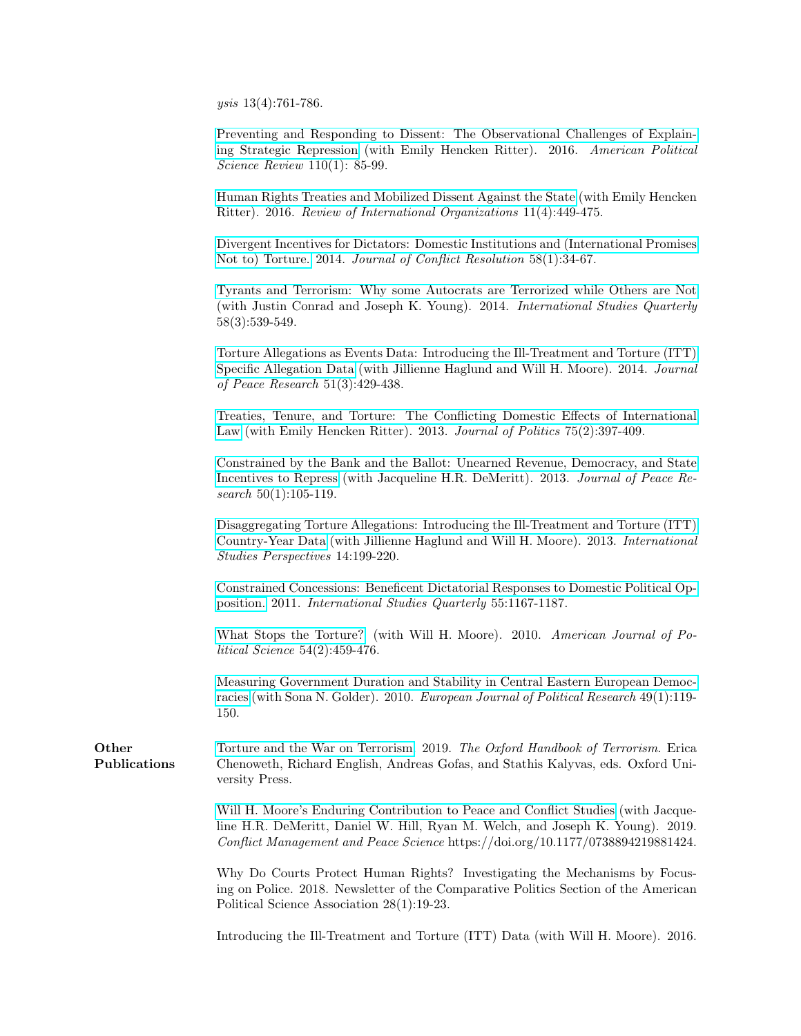*ysis* 13(4):761-786.

Preventing and Responding to Dissent: The Observational Challenges of Explaining Strategic Repression (with Emily Hencken Ritter). 2016. *American Political Science Review* 110(1): 85-99.

Human Rights Treaties and Mobilized Dissent Against the State (with Emily Hencken Ritter). 2016. *Review of International Organizations* 11(4):449-475.

Divergent Incentives for Dictators: Domestic Institutions and (International Promises Not to) Torture. 2014. *Journal of Conflict Resolution* 58(1):34-67.

Tyrants and Terrorism: Why some Autocrats are Terrorized while Others are Not (with Justin Conrad and Joseph K. Young). 2014. *International Studies Quarterly* 58(3):539-549.

Torture Allegations as Events Data: Introducing the Ill-Treatment and Torture (ITT) Specific Allegation Data (with Jillienne Haglund and Will H. Moore). 2014. *Journal of Peace Research* 51(3):429-438.

Treaties, Tenure, and Torture: The Conflicting Domestic Effects of International Law (with Emily Hencken Ritter). 2013. *Journal of Politics* 75(2):397-409.

Constrained by the Bank and the Ballot: Unearned Revenue, Democracy, and State Incentives to Repress (with Jacqueline H.R. DeMeritt). 2013. *Journal of Peace Research* 50(1):105-119.

Disaggregating Torture Allegations: Introducing the Ill-Treatment and Torture (ITT) Country-Year Data (with Jillienne Haglund and Will H. Moore). 2013. *International Studies Perspectives* 14:199-220.

Constrained Concessions: Beneficent Dictatorial Responses to Domestic Political Opposition. 2011. *International Studies Quarterly* 55:1167-1187.

What Stops the Torture? (with Will H. Moore). 2010. *American Journal of Political Science* 54(2):459-476.

Measuring Government Duration and Stability in Central Eastern European Democracies (with Sona N. Golder). 2010. *European Journal of Political Research* 49(1):119-150.

**Other Publications**

Torture and the War on Terrorism. 2019. *The Oxford Handbook of Terrorism*. Erica Chenoweth, Richard English, Andreas Gofas, and Stathis Kalyvas, eds. Oxford University Press.

Will H. Moore's Enduring Contribution to Peace and Conflict Studies (with Jacqueline H.R. DeMeritt, Daniel W. Hill, Ryan M. Welch, and Joseph K. Young). 2019. *Conflict Management and Peace Science* https://doi.org/10.1177/0738894219881424.

Why Do Courts Protect Human Rights? Investigating the Mechanisms by Focusing on Police. 2018. Newsletter of the Comparative Politics Section of the American Political Science Association 28(1):19-23.

Introducing the Ill-Treatment and Torture (ITT) Data (with Will H. Moore). 2016.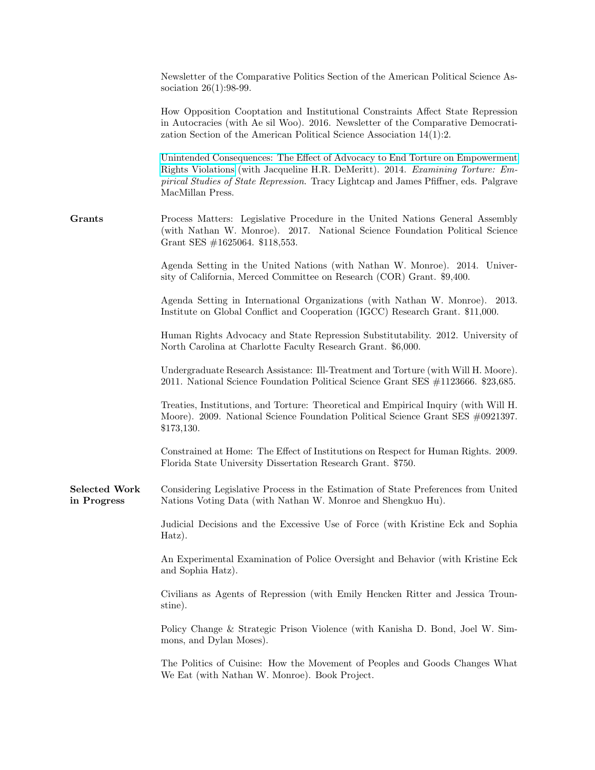Newsletter of the Comparative Politics Section of the American Political Science Association 26(1):98-99.

How Opposition Cooptation and Institutional Constraints Affect State Repression in Autocracies (with Ae sil Woo). 2016. Newsletter of the Comparative Democratization Section of the American Political Science Association 14(1):2.

Unintended Consequences: The Effect of Advocacy to End Torture on Empowerment Rights Violations (with Jacqueline H.R. DeMeritt). 2014. *Examining Torture: Empirical Studies of State Repression*. Tracy Lightcap and James Pfiffner, eds. Palgrave MacMillan Press.

## Grants

Process Matters: Legislative Procedure in the United Nations General Assembly (with Nathan W. Monroe). 2017. National Science Foundation Political Science Grant SES #1625064. $118,553.

Agenda Setting in the United Nations (with Nathan W. Monroe). 2014. University of California, Merced Committee on Research (COR) Grant. $9,400.

Agenda Setting in International Organizations (with Nathan W. Monroe). 2013. Institute on Global Conflict and Cooperation (IGCC) Research Grant. $11,000.

Human Rights Advocacy and State Repression Substitutability. 2012. University of North Carolina at Charlotte Faculty Research Grant. $6,000.

Undergraduate Research Assistance: Ill-Treatment and Torture (with Will H. Moore). 2011. National Science Foundation Political Science Grant SES #1123666. $23,685.

Treaties, Institutions, and Torture: Theoretical and Empirical Inquiry (with Will H. Moore). 2009. National Science Foundation Political Science Grant SES #0921397. $173,130.

Constrained at Home: The Effect of Institutions on Respect for Human Rights. 2009. Florida State University Dissertation Research Grant. $750.

## Selected Work in Progress

Considering Legislative Process in the Estimation of State Preferences from United Nations Voting Data (with Nathan W. Monroe and Shengkuo Hu).

Judicial Decisions and the Excessive Use of Force (with Kristine Eck and Sophia Hatz).

An Experimental Examination of Police Oversight and Behavior (with Kristine Eck and Sophia Hatz).

Civilians as Agents of Repression (with Emily Hencken Ritter and Jessica Trounstine).

Policy Change & Strategic Prison Violence (with Kanisha D. Bond, Joel W. Simmons, and Dylan Moses).

The Politics of Cuisine: How the Movement of Peoples and Goods Changes What We Eat (with Nathan W. Monroe). Book Project.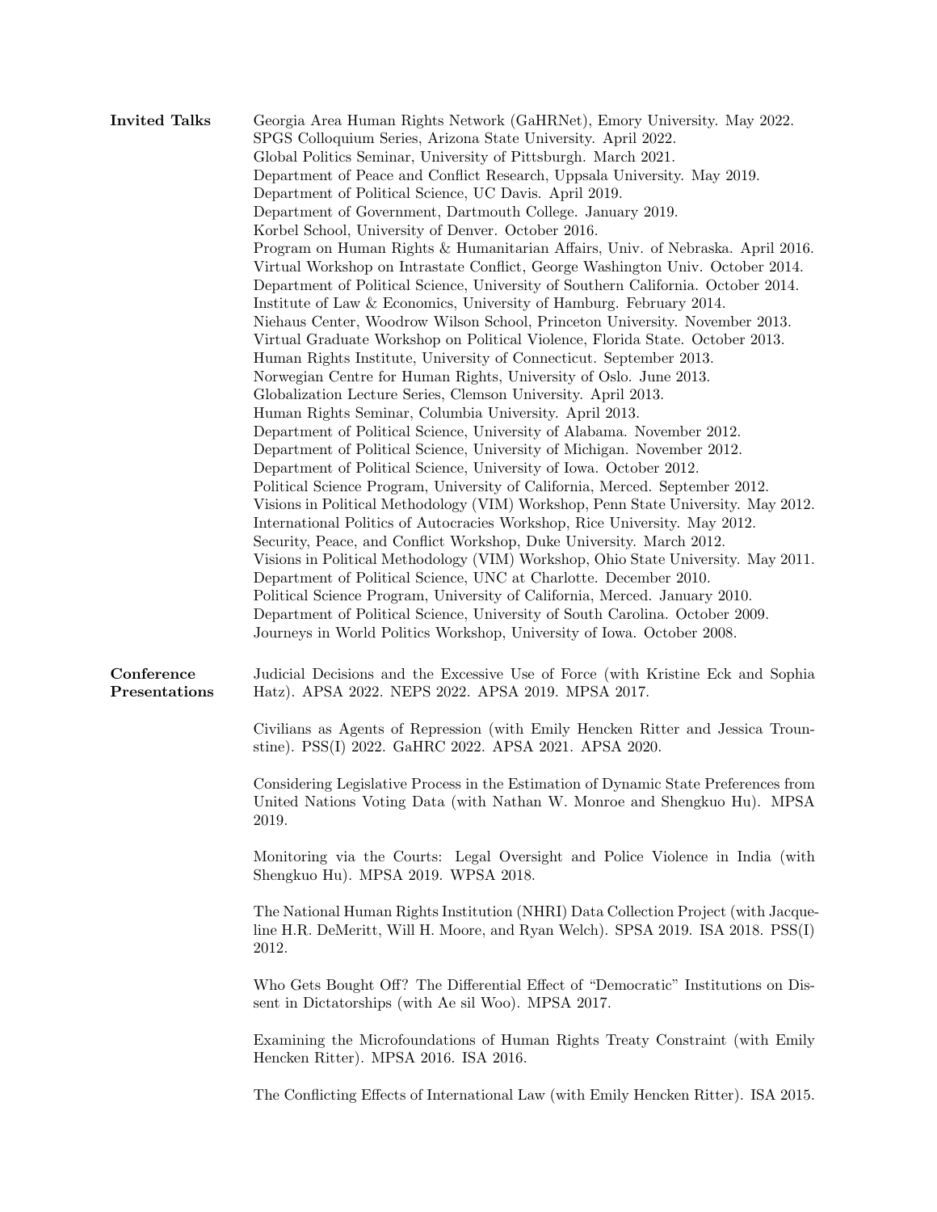**Invited Talks**

Georgia Area Human Rights Network (GaHRNet), Emory University. May 2022.
SPGS Colloquium Series, Arizona State University. April 2022.
Global Politics Seminar, University of Pittsburgh. March 2021.
Department of Peace and Conflict Research, Uppsala University. May 2019.
Department of Political Science, UC Davis. April 2019.
Department of Government, Dartmouth College. January 2019.
Korbel School, University of Denver. October 2016.
Program on Human Rights & Humanitarian Affairs, Univ. of Nebraska. April 2016.
Virtual Workshop on Intrastate Conflict, George Washington Univ. October 2014.
Department of Political Science, University of Southern California. October 2014.
Institute of Law & Economics, University of Hamburg. February 2014.
Niehaus Center, Woodrow Wilson School, Princeton University. November 2013.
Virtual Graduate Workshop on Political Violence, Florida State. October 2013.
Human Rights Institute, University of Connecticut. September 2013.
Norwegian Centre for Human Rights, University of Oslo. June 2013.
Globalization Lecture Series, Clemson University. April 2013.
Human Rights Seminar, Columbia University. April 2013.
Department of Political Science, University of Alabama. November 2012.
Department of Political Science, University of Michigan. November 2012.
Department of Political Science, University of Iowa. October 2012.
Political Science Program, University of California, Merced. September 2012.
Visions in Political Methodology (VIM) Workshop, Penn State University. May 2012.
International Politics of Autocracies Workshop, Rice University. May 2012.
Security, Peace, and Conflict Workshop, Duke University. March 2012.
Visions in Political Methodology (VIM) Workshop, Ohio State University. May 2011.
Department of Political Science, UNC at Charlotte. December 2010.
Political Science Program, University of California, Merced. January 2010.
Department of Political Science, University of South Carolina. October 2009.
Journeys in World Politics Workshop, University of Iowa. October 2008.

**Conference Presentations**

Judicial Decisions and the Excessive Use of Force (with Kristine Eck and Sophia Hatz). APSA 2022. NEPS 2022. APSA 2019. MPSA 2017.

Civilians as Agents of Repression (with Emily Hencken Ritter and Jessica Trounstine). PSS(I) 2022. GaHRC 2022. APSA 2021. APSA 2020.

Considering Legislative Process in the Estimation of Dynamic State Preferences from United Nations Voting Data (with Nathan W. Monroe and Shengkuo Hu). MPSA 2019.

Monitoring via the Courts: Legal Oversight and Police Violence in India (with Shengkuo Hu). MPSA 2019. WPSA 2018.

The National Human Rights Institution (NHRI) Data Collection Project (with Jacqueline H.R. DeMeritt, Will H. Moore, and Ryan Welch). SPSA 2019. ISA 2018. PSS(I) 2012.

Who Gets Bought Off? The Differential Effect of "Democratic" Institutions on Dissent in Dictatorships (with Ae sil Woo). MPSA 2017.

Examining the Microfoundations of Human Rights Treaty Constraint (with Emily Hencken Ritter). MPSA 2016. ISA 2016.

The Conflicting Effects of International Law (with Emily Hencken Ritter). ISA 2015.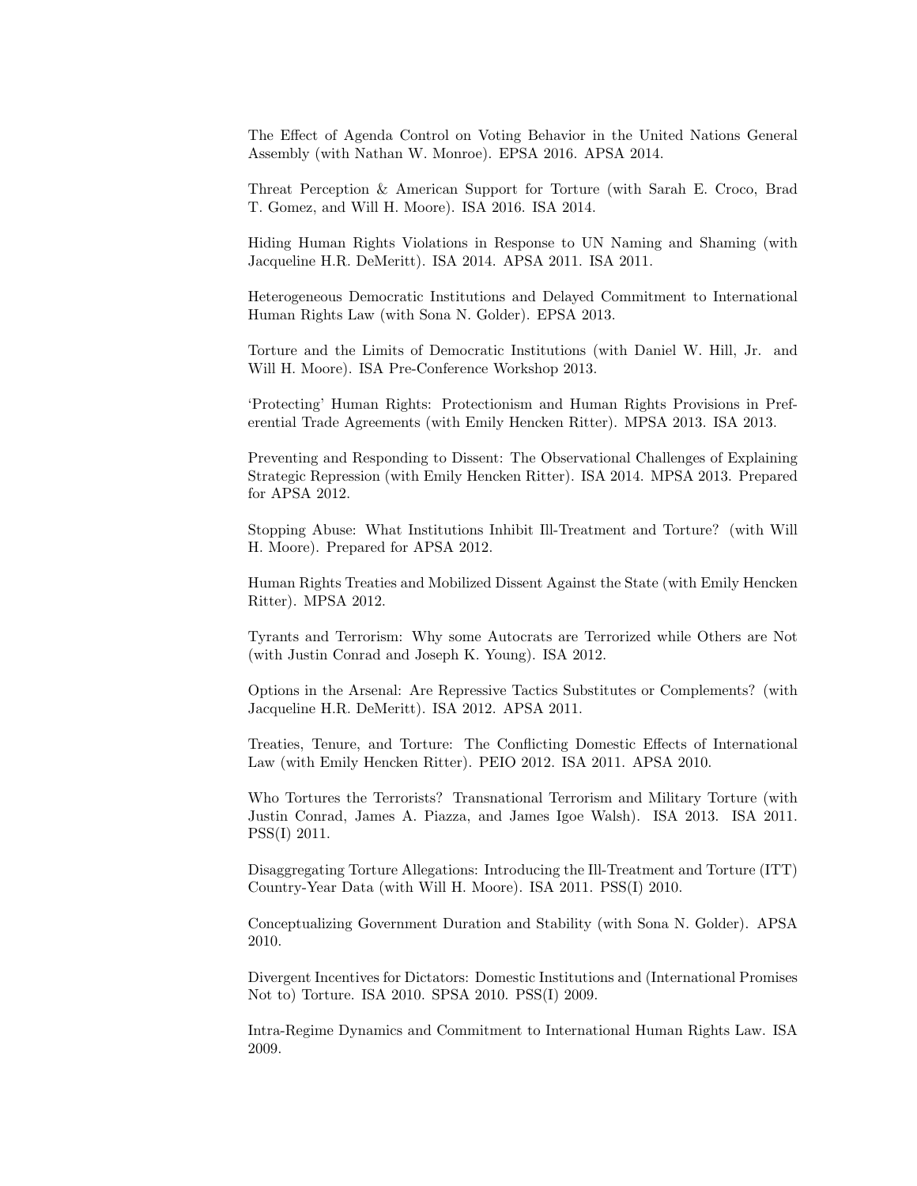The Effect of Agenda Control on Voting Behavior in the United Nations General Assembly (with Nathan W. Monroe). EPSA 2016. APSA 2014.

Threat Perception & American Support for Torture (with Sarah E. Croco, Brad T. Gomez, and Will H. Moore). ISA 2016. ISA 2014.

Hiding Human Rights Violations in Response to UN Naming and Shaming (with Jacqueline H.R. DeMeritt). ISA 2014. APSA 2011. ISA 2011.

Heterogeneous Democratic Institutions and Delayed Commitment to International Human Rights Law (with Sona N. Golder). EPSA 2013.

Torture and the Limits of Democratic Institutions (with Daniel W. Hill, Jr. and Will H. Moore). ISA Pre-Conference Workshop 2013.

'Protecting' Human Rights: Protectionism and Human Rights Provisions in Preferential Trade Agreements (with Emily Hencken Ritter). MPSA 2013. ISA 2013.

Preventing and Responding to Dissent: The Observational Challenges of Explaining Strategic Repression (with Emily Hencken Ritter). ISA 2014. MPSA 2013. Prepared for APSA 2012.

Stopping Abuse: What Institutions Inhibit Ill-Treatment and Torture? (with Will H. Moore). Prepared for APSA 2012.

Human Rights Treaties and Mobilized Dissent Against the State (with Emily Hencken Ritter). MPSA 2012.

Tyrants and Terrorism: Why some Autocrats are Terrorized while Others are Not (with Justin Conrad and Joseph K. Young). ISA 2012.

Options in the Arsenal: Are Repressive Tactics Substitutes or Complements? (with Jacqueline H.R. DeMeritt). ISA 2012. APSA 2011.

Treaties, Tenure, and Torture: The Conflicting Domestic Effects of International Law (with Emily Hencken Ritter). PEIO 2012. ISA 2011. APSA 2010.

Who Tortures the Terrorists? Transnational Terrorism and Military Torture (with Justin Conrad, James A. Piazza, and James Igoe Walsh). ISA 2013. ISA 2011. PSS(I) 2011.

Disaggregating Torture Allegations: Introducing the Ill-Treatment and Torture (ITT) Country-Year Data (with Will H. Moore). ISA 2011. PSS(I) 2010.

Conceptualizing Government Duration and Stability (with Sona N. Golder). APSA 2010.

Divergent Incentives for Dictators: Domestic Institutions and (International Promises Not to) Torture. ISA 2010. SPSA 2010. PSS(I) 2009.

Intra-Regime Dynamics and Commitment to International Human Rights Law. ISA 2009.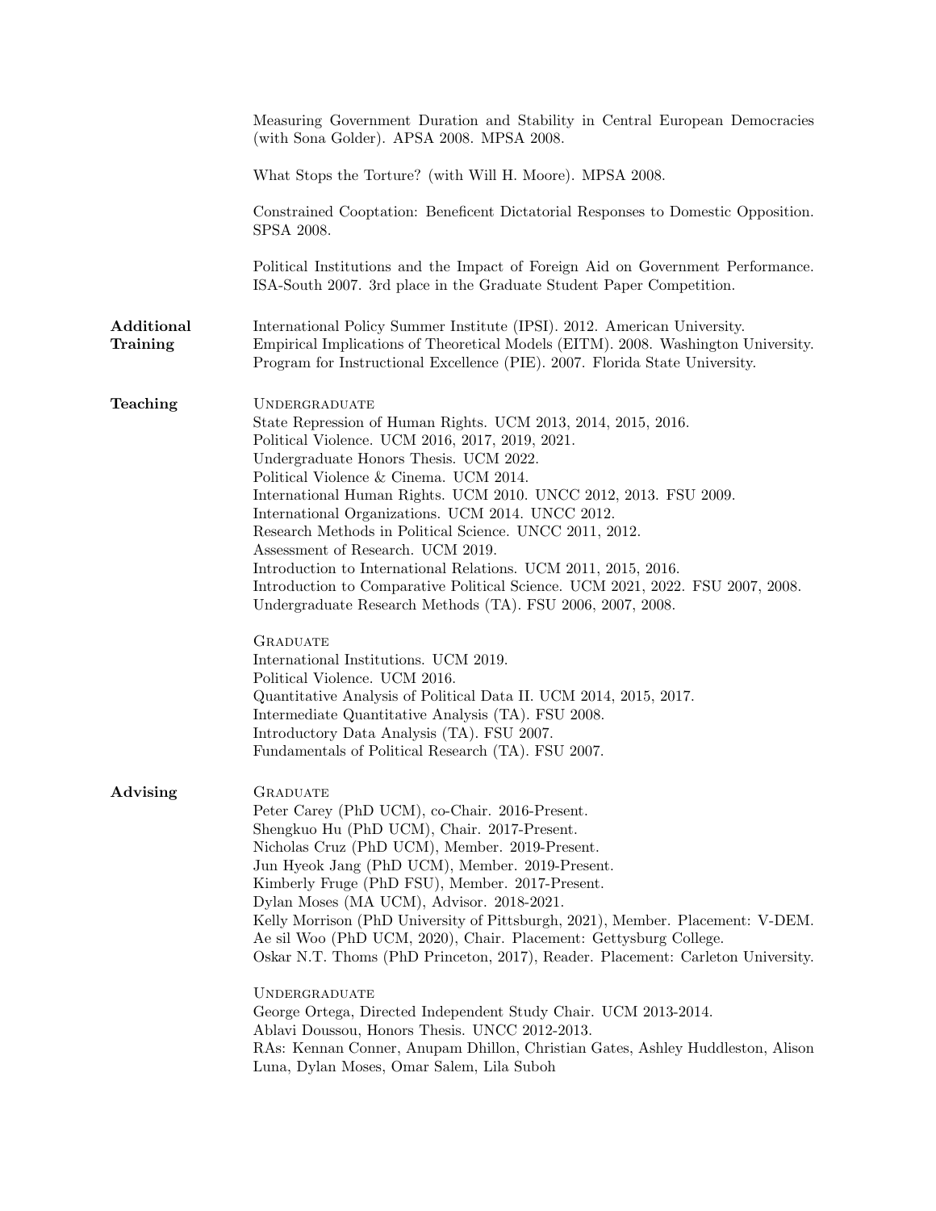Measuring Government Duration and Stability in Central European Democracies (with Sona Golder). APSA 2008. MPSA 2008.

What Stops the Torture? (with Will H. Moore). MPSA 2008.

Constrained Cooptation: Beneficent Dictatorial Responses to Domestic Opposition. SPSA 2008.

Political Institutions and the Impact of Foreign Aid on Government Performance. ISA-South 2007. 3rd place in the Graduate Student Paper Competition.

## Additional Training

International Policy Summer Institute (IPSI). 2012. American University.
Empirical Implications of Theoretical Models (EITM). 2008. Washington University.
Program for Instructional Excellence (PIE). 2007. Florida State University.

## Teaching

Undergraduate

State Repression of Human Rights. UCM 2013, 2014, 2015, 2016.
Political Violence. UCM 2016, 2017, 2019, 2021.
Undergraduate Honors Thesis. UCM 2022.
Political Violence & Cinema. UCM 2014.
International Human Rights. UCM 2010. UNCC 2012, 2013. FSU 2009.
International Organizations. UCM 2014. UNCC 2012.
Research Methods in Political Science. UNCC 2011, 2012.
Assessment of Research. UCM 2019.
Introduction to International Relations. UCM 2011, 2015, 2016.
Introduction to Comparative Political Science. UCM 2021, 2022. FSU 2007, 2008.
Undergraduate Research Methods (TA). FSU 2006, 2007, 2008.

Graduate

International Institutions. UCM 2019.
Political Violence. UCM 2016.
Quantitative Analysis of Political Data II. UCM 2014, 2015, 2017.
Intermediate Quantitative Analysis (TA). FSU 2008.
Introductory Data Analysis (TA). FSU 2007.
Fundamentals of Political Research (TA). FSU 2007.

## Advising

Graduate

Peter Carey (PhD UCM), co-Chair. 2016-Present.
Shengkuo Hu (PhD UCM), Chair. 2017-Present.
Nicholas Cruz (PhD UCM), Member. 2019-Present.
Jun Hyeok Jang (PhD UCM), Member. 2019-Present.
Kimberly Fruge (PhD FSU), Member. 2017-Present.
Dylan Moses (MA UCM), Advisor. 2018-2021.
Kelly Morrison (PhD University of Pittsburgh, 2021), Member. Placement: V-DEM.
Ae sil Woo (PhD UCM, 2020), Chair. Placement: Gettysburg College.
Oskar N.T. Thoms (PhD Princeton, 2017), Reader. Placement: Carleton University.

Undergraduate

George Ortega, Directed Independent Study Chair. UCM 2013-2014.
Ablavi Doussou, Honors Thesis. UNCC 2012-2013.
RAs: Kennan Conner, Anupam Dhillon, Christian Gates, Ashley Huddleston, Alison Luna, Dylan Moses, Omar Salem, Lila Suboh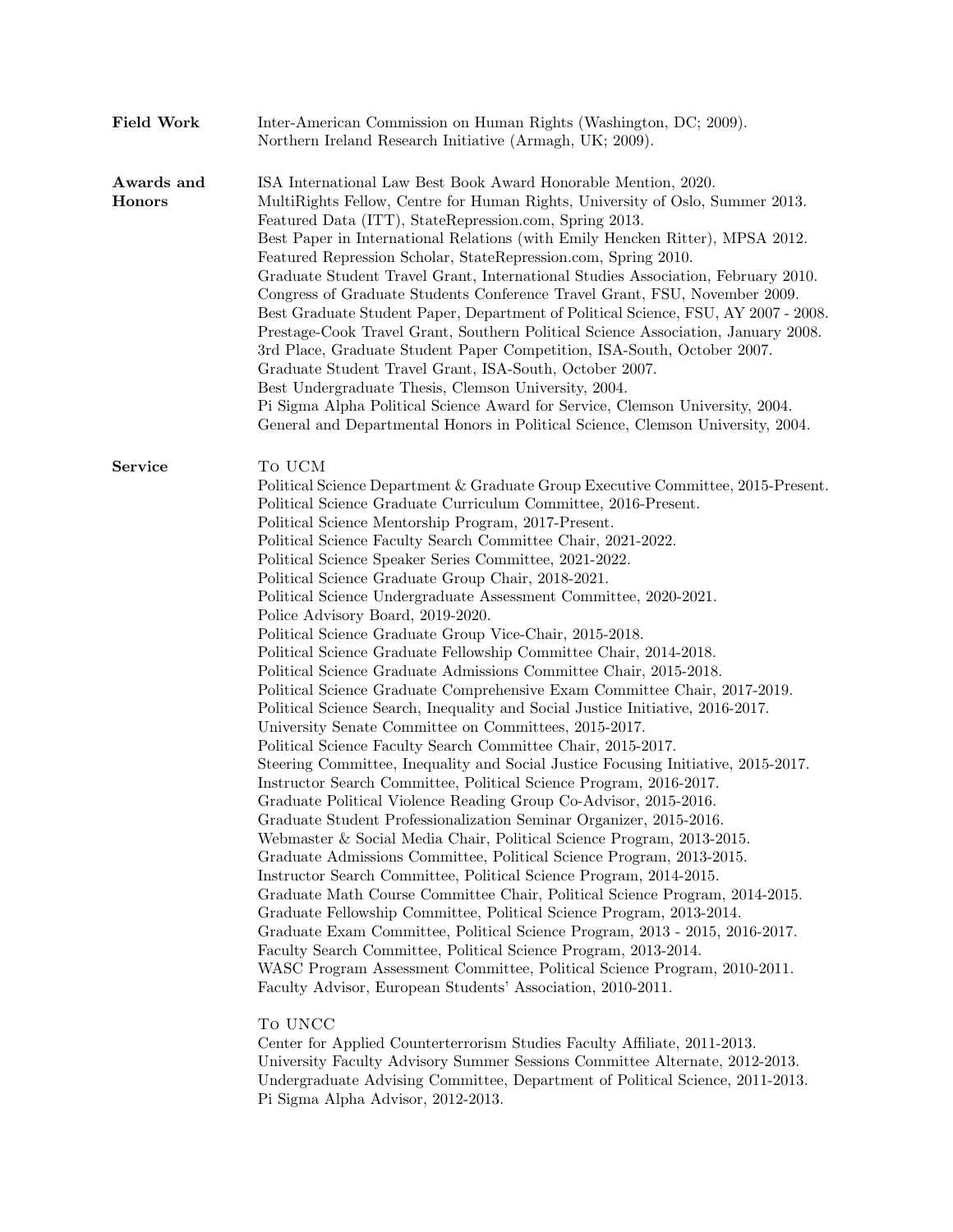**Field Work**

Inter-American Commission on Human Rights (Washington, DC; 2009).
Northern Ireland Research Initiative (Armagh, UK; 2009).

**Awards and Honors**

ISA International Law Best Book Award Honorable Mention, 2020.
MultiRights Fellow, Centre for Human Rights, University of Oslo, Summer 2013.
Featured Data (ITT), StateRepression.com, Spring 2013.
Best Paper in International Relations (with Emily Hencken Ritter), MPSA 2012.
Featured Repression Scholar, StateRepression.com, Spring 2010.
Graduate Student Travel Grant, International Studies Association, February 2010.
Congress of Graduate Students Conference Travel Grant, FSU, November 2009.
Best Graduate Student Paper, Department of Political Science, FSU, AY 2007 - 2008.
Prestage-Cook Travel Grant, Southern Political Science Association, January 2008.
3rd Place, Graduate Student Paper Competition, ISA-South, October 2007.
Graduate Student Travel Grant, ISA-South, October 2007.
Best Undergraduate Thesis, Clemson University, 2004.
Pi Sigma Alpha Political Science Award for Service, Clemson University, 2004.
General and Departmental Honors in Political Science, Clemson University, 2004.

**Service**

To UCM

Political Science Department & Graduate Group Executive Committee, 2015-Present.
Political Science Graduate Curriculum Committee, 2016-Present.
Political Science Mentorship Program, 2017-Present.
Political Science Faculty Search Committee Chair, 2021-2022.
Political Science Speaker Series Committee, 2021-2022.
Political Science Graduate Group Chair, 2018-2021.
Political Science Undergraduate Assessment Committee, 2020-2021.
Police Advisory Board, 2019-2020.
Political Science Graduate Group Vice-Chair, 2015-2018.
Political Science Graduate Fellowship Committee Chair, 2014-2018.
Political Science Graduate Admissions Committee Chair, 2015-2018.
Political Science Graduate Comprehensive Exam Committee Chair, 2017-2019.
Political Science Search, Inequality and Social Justice Initiative, 2016-2017.
University Senate Committee on Committees, 2015-2017.
Political Science Faculty Search Committee Chair, 2015-2017.
Steering Committee, Inequality and Social Justice Focusing Initiative, 2015-2017.
Instructor Search Committee, Political Science Program, 2016-2017.
Graduate Political Violence Reading Group Co-Advisor, 2015-2016.
Graduate Student Professionalization Seminar Organizer, 2015-2016.
Webmaster & Social Media Chair, Political Science Program, 2013-2015.
Graduate Admissions Committee, Political Science Program, 2013-2015.
Instructor Search Committee, Political Science Program, 2014-2015.
Graduate Math Course Committee Chair, Political Science Program, 2014-2015.
Graduate Fellowship Committee, Political Science Program, 2013-2014.
Graduate Exam Committee, Political Science Program, 2013 - 2015, 2016-2017.
Faculty Search Committee, Political Science Program, 2013-2014.
WASC Program Assessment Committee, Political Science Program, 2010-2011.
Faculty Advisor, European Students' Association, 2010-2011.

To UNCC

Center for Applied Counterterrorism Studies Faculty Affiliate, 2011-2013.
University Faculty Advisory Summer Sessions Committee Alternate, 2012-2013.
Undergraduate Advising Committee, Department of Political Science, 2011-2013.
Pi Sigma Alpha Advisor, 2012-2013.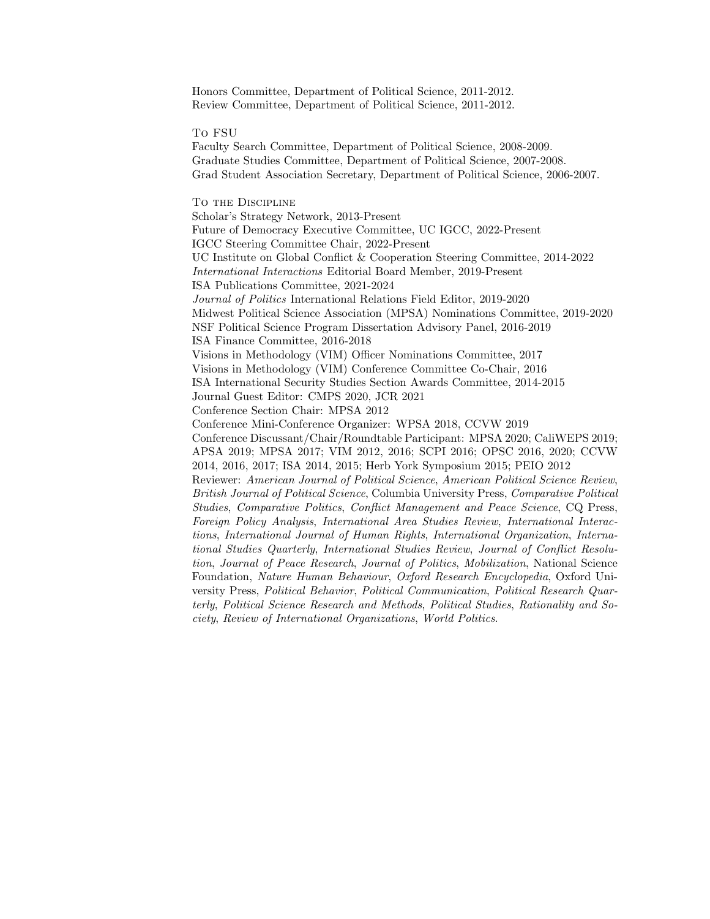Honors Committee, Department of Political Science, 2011-2012.
Review Committee, Department of Political Science, 2011-2012.

To FSU

Faculty Search Committee, Department of Political Science, 2008-2009.
Graduate Studies Committee, Department of Political Science, 2007-2008.
Grad Student Association Secretary, Department of Political Science, 2006-2007.

To the Discipline

Scholar's Strategy Network, 2013-Present
Future of Democracy Executive Committee, UC IGCC, 2022-Present
IGCC Steering Committee Chair, 2022-Present
UC Institute on Global Conflict & Cooperation Steering Committee, 2014-2022
*International Interactions* Editorial Board Member, 2019-Present
ISA Publications Committee, 2021-2024
*Journal of Politics* International Relations Field Editor, 2019-2020
Midwest Political Science Association (MPSA) Nominations Committee, 2019-2020
NSF Political Science Program Dissertation Advisory Panel, 2016-2019
ISA Finance Committee, 2016-2018
Visions in Methodology (VIM) Officer Nominations Committee, 2017
Visions in Methodology (VIM) Conference Committee Co-Chair, 2016
ISA International Security Studies Section Awards Committee, 2014-2015
Journal Guest Editor: CMPS 2020, JCR 2021
Conference Section Chair: MPSA 2012
Conference Mini-Conference Organizer: WPSA 2018, CCVW 2019
Conference Discussant/Chair/Roundtable Participant: MPSA 2020; CaliWEPS 2019; APSA 2019; MPSA 2017; VIM 2012, 2016; SCPI 2016; OPSC 2016, 2020; CCVW 2014, 2016, 2017; ISA 2014, 2015; Herb York Symposium 2015; PEIO 2012
Reviewer: *American Journal of Political Science*, *American Political Science Review*, *British Journal of Political Science*, Columbia University Press, *Comparative Political Studies*, *Comparative Politics*, *Conflict Management and Peace Science*, CQ Press, *Foreign Policy Analysis*, *International Area Studies Review*, *International Interactions*, *International Journal of Human Rights*, *International Organization*, *International Studies Quarterly*, *International Studies Review*, *Journal of Conflict Resolution*, *Journal of Peace Research*, *Journal of Politics*, *Mobilization*, National Science Foundation, *Nature Human Behaviour*, *Oxford Research Encyclopedia*, Oxford University Press, *Political Behavior*, *Political Communication*, *Political Research Quarterly*, *Political Science Research and Methods*, *Political Studies*, *Rationality and Society*, *Review of International Organizations*, *World Politics*.